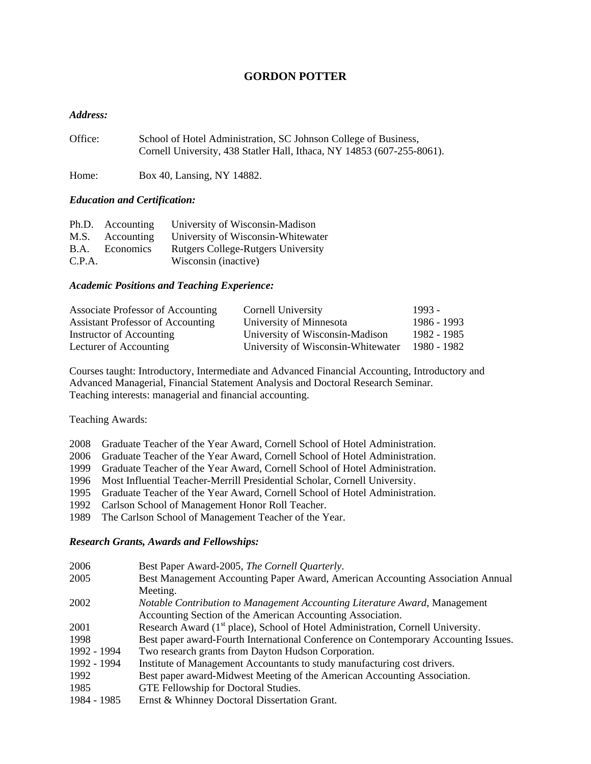# GORDON POTTER

***Address:***

Office: School of Hotel Administration, SC Johnson College of Business, Cornell University, 438 Statler Hall, Ithaca, NY 14853 (607-255-8061).

Home: Box 40, Lansing, NY 14882.

***Education and Certification:***

| | | |
|---|---|---|
| Ph.D. | Accounting | University of Wisconsin-Madison |
| M.S. | Accounting | University of Wisconsin-Whitewater |
| B.A. | Economics | Rutgers College-Rutgers University |
| C.P.A. | | Wisconsin (inactive) |

***Academic Positions and Teaching Experience:***

| | | |
|---|---|---|
| Associate Professor of Accounting | Cornell University | 1993 - |
| Assistant Professor of Accounting | University of Minnesota | 1986 - 1993 |
| Instructor of Accounting | University of Wisconsin-Madison | 1982 - 1985 |
| Lecturer of Accounting | University of Wisconsin-Whitewater | 1980 - 1982 |

Courses taught: Introductory, Intermediate and Advanced Financial Accounting, Introductory and Advanced Managerial, Financial Statement Analysis and Doctoral Research Seminar.
Teaching interests: managerial and financial accounting.

Teaching Awards:

2008 Graduate Teacher of the Year Award, Cornell School of Hotel Administration.
2006 Graduate Teacher of the Year Award, Cornell School of Hotel Administration.
1999 Graduate Teacher of the Year Award, Cornell School of Hotel Administration.
1996 Most Influential Teacher-Merrill Presidential Scholar, Cornell University.
1995 Graduate Teacher of the Year Award, Cornell School of Hotel Administration.
1992 Carlson School of Management Honor Roll Teacher.
1989 The Carlson School of Management Teacher of the Year.

***Research Grants, Awards and Fellowships:***

| | |
|---|---|
| 2006 | Best Paper Award-2005, *The Cornell Quarterly*. |
| 2005 | Best Management Accounting Paper Award, American Accounting Association Annual Meeting. |
| 2002 | *Notable Contribution to Management Accounting Literature Award*, Management Accounting Section of the American Accounting Association. |
| 2001 | Research Award (1st place), School of Hotel Administration, Cornell University. |
| 1998 | Best paper award-Fourth International Conference on Contemporary Accounting Issues. |
| 1992 - 1994 | Two research grants from Dayton Hudson Corporation. |
| 1992 - 1994 | Institute of Management Accountants to study manufacturing cost drivers. |
| 1992 | Best paper award-Midwest Meeting of the American Accounting Association. |
| 1985 | GTE Fellowship for Doctoral Studies. |
| 1984 - 1985 | Ernst & Whinney Doctoral Dissertation Grant. |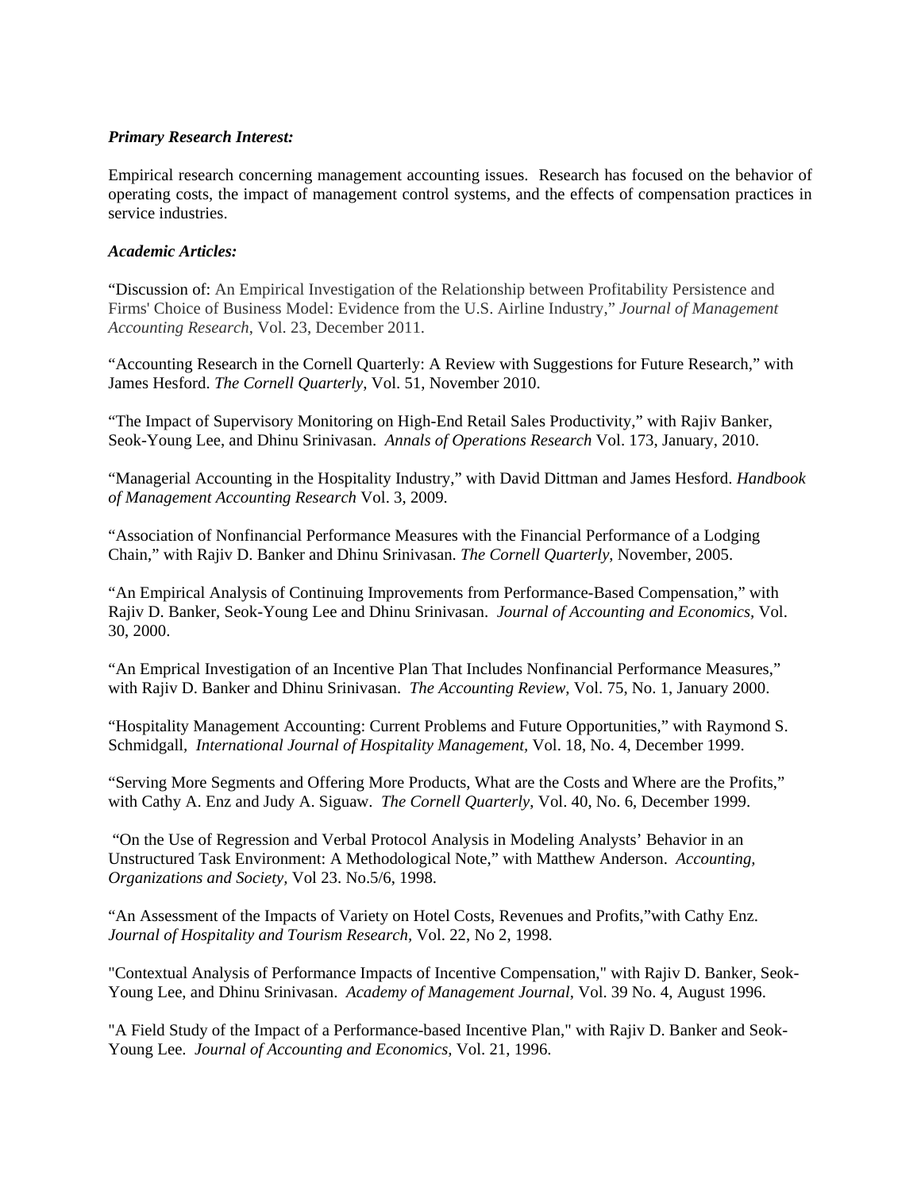***Primary Research Interest:***

Empirical research concerning management accounting issues. Research has focused on the behavior of operating costs, the impact of management control systems, and the effects of compensation practices in service industries.

***Academic Articles:***

"Discussion of: An Empirical Investigation of the Relationship between Profitability Persistence and Firms' Choice of Business Model: Evidence from the U.S. Airline Industry," *Journal of Management Accounting Research*, Vol. 23, December 2011.

"Accounting Research in the Cornell Quarterly: A Review with Suggestions for Future Research," with James Hesford. *The Cornell Quarterly*, Vol. 51, November 2010.

"The Impact of Supervisory Monitoring on High-End Retail Sales Productivity," with Rajiv Banker, Seok-Young Lee, and Dhinu Srinivasan. *Annals of Operations Research* Vol. 173, January, 2010.

"Managerial Accounting in the Hospitality Industry," with David Dittman and James Hesford. *Handbook of Management Accounting Research* Vol. 3, 2009.

"Association of Nonfinancial Performance Measures with the Financial Performance of a Lodging Chain," with Rajiv D. Banker and Dhinu Srinivasan. *The Cornell Quarterly*, November, 2005.

"An Empirical Analysis of Continuing Improvements from Performance-Based Compensation," with Rajiv D. Banker, Seok-Young Lee and Dhinu Srinivasan. *Journal of Accounting and Economics*, Vol. 30, 2000.

"An Emprical Investigation of an Incentive Plan That Includes Nonfinancial Performance Measures," with Rajiv D. Banker and Dhinu Srinivasan. *The Accounting Review*, Vol. 75, No. 1, January 2000.

"Hospitality Management Accounting: Current Problems and Future Opportunities," with Raymond S. Schmidgall, *International Journal of Hospitality Management,* Vol. 18, No. 4, December 1999.

"Serving More Segments and Offering More Products, What are the Costs and Where are the Profits," with Cathy A. Enz and Judy A. Siguaw. *The Cornell Quarterly*, Vol. 40, No. 6, December 1999.

"On the Use of Regression and Verbal Protocol Analysis in Modeling Analysts' Behavior in an Unstructured Task Environment: A Methodological Note," with Matthew Anderson. *Accounting, Organizations and Society,* Vol 23. No.5/6, 1998.

"An Assessment of the Impacts of Variety on Hotel Costs, Revenues and Profits,"with Cathy Enz. *Journal of Hospitality and Tourism Research,* Vol. 22, No 2, 1998.

"Contextual Analysis of Performance Impacts of Incentive Compensation," with Rajiv D. Banker, Seok-Young Lee, and Dhinu Srinivasan. *Academy of Management Journal*, Vol. 39 No. 4, August 1996.

"A Field Study of the Impact of a Performance-based Incentive Plan," with Rajiv D. Banker and Seok-Young Lee. *Journal of Accounting and Economics,* Vol. 21, 1996.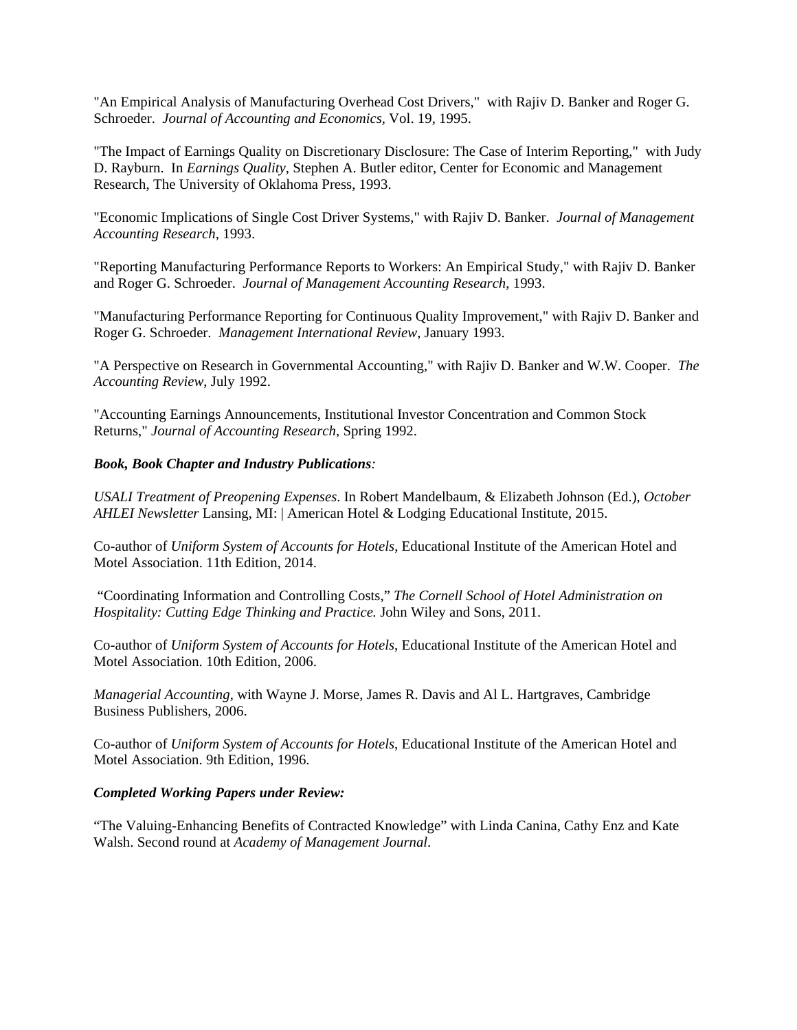"An Empirical Analysis of Manufacturing Overhead Cost Drivers," with Rajiv D. Banker and Roger G. Schroeder. *Journal of Accounting and Economics*, Vol. 19, 1995.

"The Impact of Earnings Quality on Discretionary Disclosure: The Case of Interim Reporting," with Judy D. Rayburn. In *Earnings Quality*, Stephen A. Butler editor, Center for Economic and Management Research, The University of Oklahoma Press, 1993.

"Economic Implications of Single Cost Driver Systems," with Rajiv D. Banker. *Journal of Management Accounting Research*, 1993.

"Reporting Manufacturing Performance Reports to Workers: An Empirical Study," with Rajiv D. Banker and Roger G. Schroeder. *Journal of Management Accounting Research*, 1993.

"Manufacturing Performance Reporting for Continuous Quality Improvement," with Rajiv D. Banker and Roger G. Schroeder. *Management International Review*, January 1993.

"A Perspective on Research in Governmental Accounting," with Rajiv D. Banker and W.W. Cooper. *The Accounting Review*, July 1992.

"Accounting Earnings Announcements, Institutional Investor Concentration and Common Stock Returns," *Journal of Accounting Research*, Spring 1992.

***Book, Book Chapter and Industry Publications:***

*USALI Treatment of Preopening Expenses*. In Robert Mandelbaum, & Elizabeth Johnson (Ed.), *October AHLEI Newsletter* Lansing, MI: | American Hotel & Lodging Educational Institute, 2015.

Co-author of *Uniform System of Accounts for Hotels*, Educational Institute of the American Hotel and Motel Association. 11th Edition, 2014.

"Coordinating Information and Controlling Costs," *The Cornell School of Hotel Administration on Hospitality: Cutting Edge Thinking and Practice.* John Wiley and Sons, 2011.

Co-author of *Uniform System of Accounts for Hotels*, Educational Institute of the American Hotel and Motel Association. 10th Edition, 2006.

*Managerial Accounting*, with Wayne J. Morse, James R. Davis and Al L. Hartgraves, Cambridge Business Publishers, 2006.

Co-author of *Uniform System of Accounts for Hotels*, Educational Institute of the American Hotel and Motel Association. 9th Edition, 1996.

***Completed Working Papers under Review:***

"The Valuing-Enhancing Benefits of Contracted Knowledge" with Linda Canina, Cathy Enz and Kate Walsh. Second round at *Academy of Management Journal*.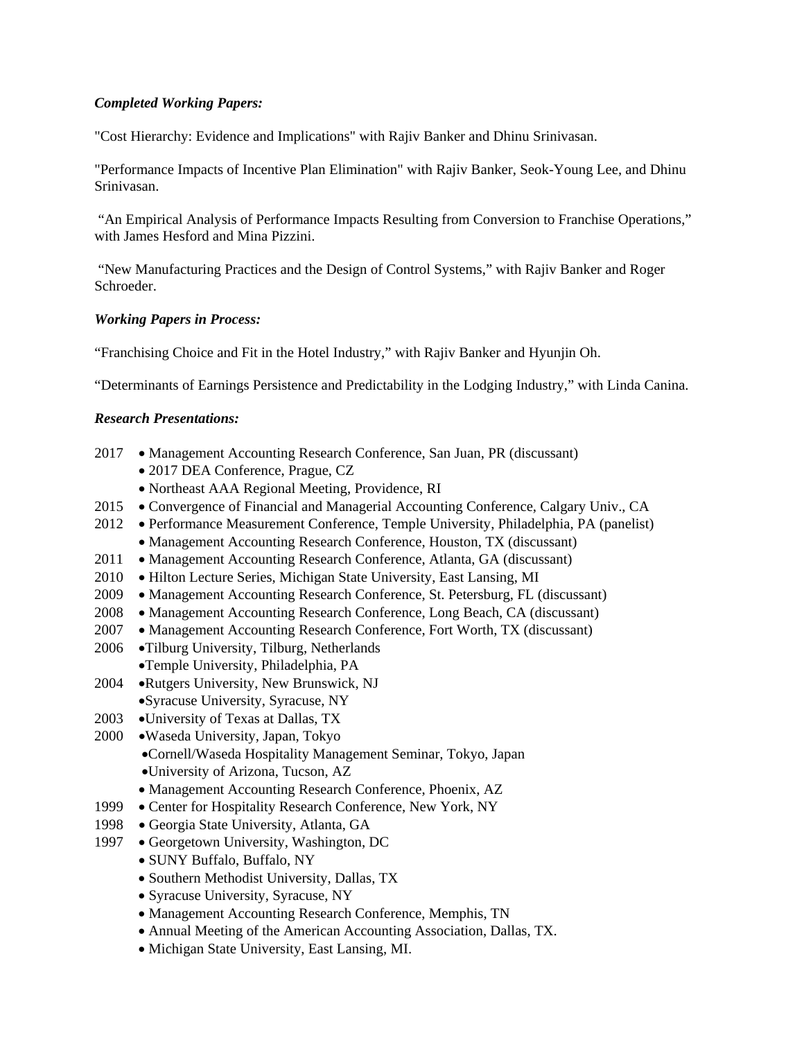***Completed Working Papers:***

"Cost Hierarchy: Evidence and Implications" with Rajiv Banker and Dhinu Srinivasan.

"Performance Impacts of Incentive Plan Elimination" with Rajiv Banker, Seok-Young Lee, and Dhinu Srinivasan.

"An Empirical Analysis of Performance Impacts Resulting from Conversion to Franchise Operations," with James Hesford and Mina Pizzini.

"New Manufacturing Practices and the Design of Control Systems," with Rajiv Banker and Roger Schroeder.

***Working Papers in Process:***

"Franchising Choice and Fit in the Hotel Industry," with Rajiv Banker and Hyunjin Oh.

"Determinants of Earnings Persistence and Predictability in the Lodging Industry," with Linda Canina.

***Research Presentations:***

2017
- Management Accounting Research Conference, San Juan, PR (discussant)
- 2017 DEA Conference, Prague, CZ
- Northeast AAA Regional Meeting, Providence, RI

2015
- Convergence of Financial and Managerial Accounting Conference, Calgary Univ., CA

2012
- Performance Measurement Conference, Temple University, Philadelphia, PA (panelist)
- Management Accounting Research Conference, Houston, TX (discussant)

2011
- Management Accounting Research Conference, Atlanta, GA (discussant)

2010
- Hilton Lecture Series, Michigan State University, East Lansing, MI

2009
- Management Accounting Research Conference, St. Petersburg, FL (discussant)

2008
- Management Accounting Research Conference, Long Beach, CA (discussant)

2007
- Management Accounting Research Conference, Fort Worth, TX (discussant)

2006
- Tilburg University, Tilburg, Netherlands
- Temple University, Philadelphia, PA

2004
- Rutgers University, New Brunswick, NJ
- Syracuse University, Syracuse, NY

2003
- University of Texas at Dallas, TX

2000
- Waseda University, Japan, Tokyo
- Cornell/Waseda Hospitality Management Seminar, Tokyo, Japan
- University of Arizona, Tucson, AZ
- Management Accounting Research Conference, Phoenix, AZ

1999
- Center for Hospitality Research Conference, New York, NY

1998
- Georgia State University, Atlanta, GA

1997
- Georgetown University, Washington, DC
- SUNY Buffalo, Buffalo, NY
- Southern Methodist University, Dallas, TX
- Syracuse University, Syracuse, NY
- Management Accounting Research Conference, Memphis, TN
- Annual Meeting of the American Accounting Association, Dallas, TX.
- Michigan State University, East Lansing, MI.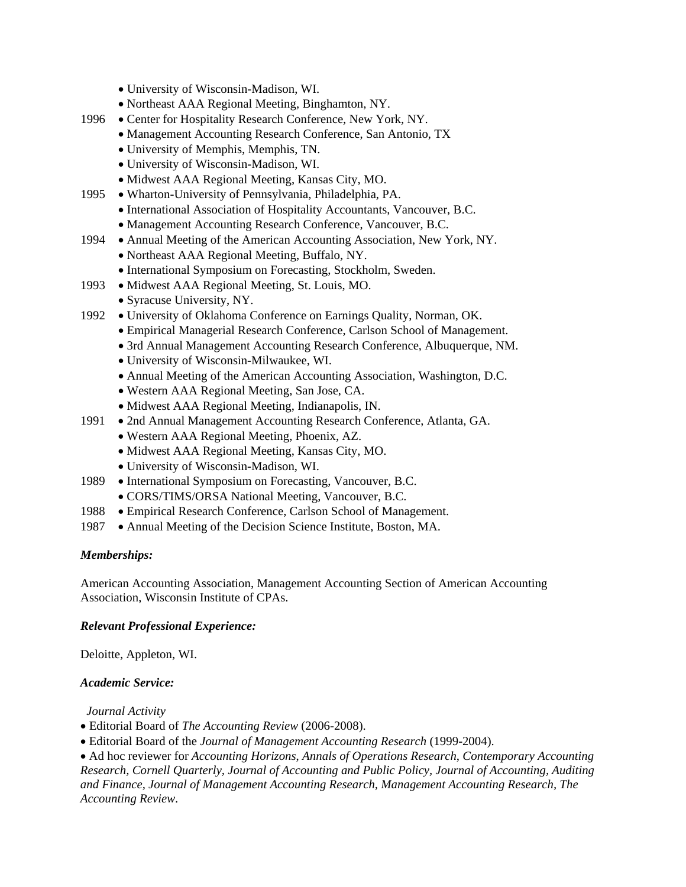- University of Wisconsin-Madison, WI.
- Northeast AAA Regional Meeting, Binghamton, NY.

1996
- Center for Hospitality Research Conference, New York, NY.
- Management Accounting Research Conference, San Antonio, TX
- University of Memphis, Memphis, TN.
- University of Wisconsin-Madison, WI.
- Midwest AAA Regional Meeting, Kansas City, MO.

1995
- Wharton-University of Pennsylvania, Philadelphia, PA.
- International Association of Hospitality Accountants, Vancouver, B.C.
- Management Accounting Research Conference, Vancouver, B.C.

1994
- Annual Meeting of the American Accounting Association, New York, NY.
- Northeast AAA Regional Meeting, Buffalo, NY.
- International Symposium on Forecasting, Stockholm, Sweden.

1993
- Midwest AAA Regional Meeting, St. Louis, MO.
- Syracuse University, NY.

1992
- University of Oklahoma Conference on Earnings Quality, Norman, OK.
- Empirical Managerial Research Conference, Carlson School of Management.
- 3rd Annual Management Accounting Research Conference, Albuquerque, NM.
- University of Wisconsin-Milwaukee, WI.
- Annual Meeting of the American Accounting Association, Washington, D.C.
- Western AAA Regional Meeting, San Jose, CA.
- Midwest AAA Regional Meeting, Indianapolis, IN.

1991
- 2nd Annual Management Accounting Research Conference, Atlanta, GA.
- Western AAA Regional Meeting, Phoenix, AZ.
- Midwest AAA Regional Meeting, Kansas City, MO.
- University of Wisconsin-Madison, WI.

1989
- International Symposium on Forecasting, Vancouver, B.C.
- CORS/TIMS/ORSA National Meeting, Vancouver, B.C.

1988
- Empirical Research Conference, Carlson School of Management.

1987
- Annual Meeting of the Decision Science Institute, Boston, MA.

***Memberships:***

American Accounting Association, Management Accounting Section of American Accounting Association, Wisconsin Institute of CPAs.

***Relevant Professional Experience:***

Deloitte, Appleton, WI.

***Academic Service:***

*Journal Activity*

- Editorial Board of *The Accounting Review* (2006-2008).
- Editorial Board of the *Journal of Management Accounting Research* (1999-2004).
- Ad hoc reviewer for *Accounting Horizons, Annals of Operations Research*, *Contemporary Accounting Research, Cornell Quarterly, Journal of Accounting and Public Policy, Journal of Accounting, Auditing and Finance, Journal of Management Accounting Research, Management Accounting Research, The Accounting Review*.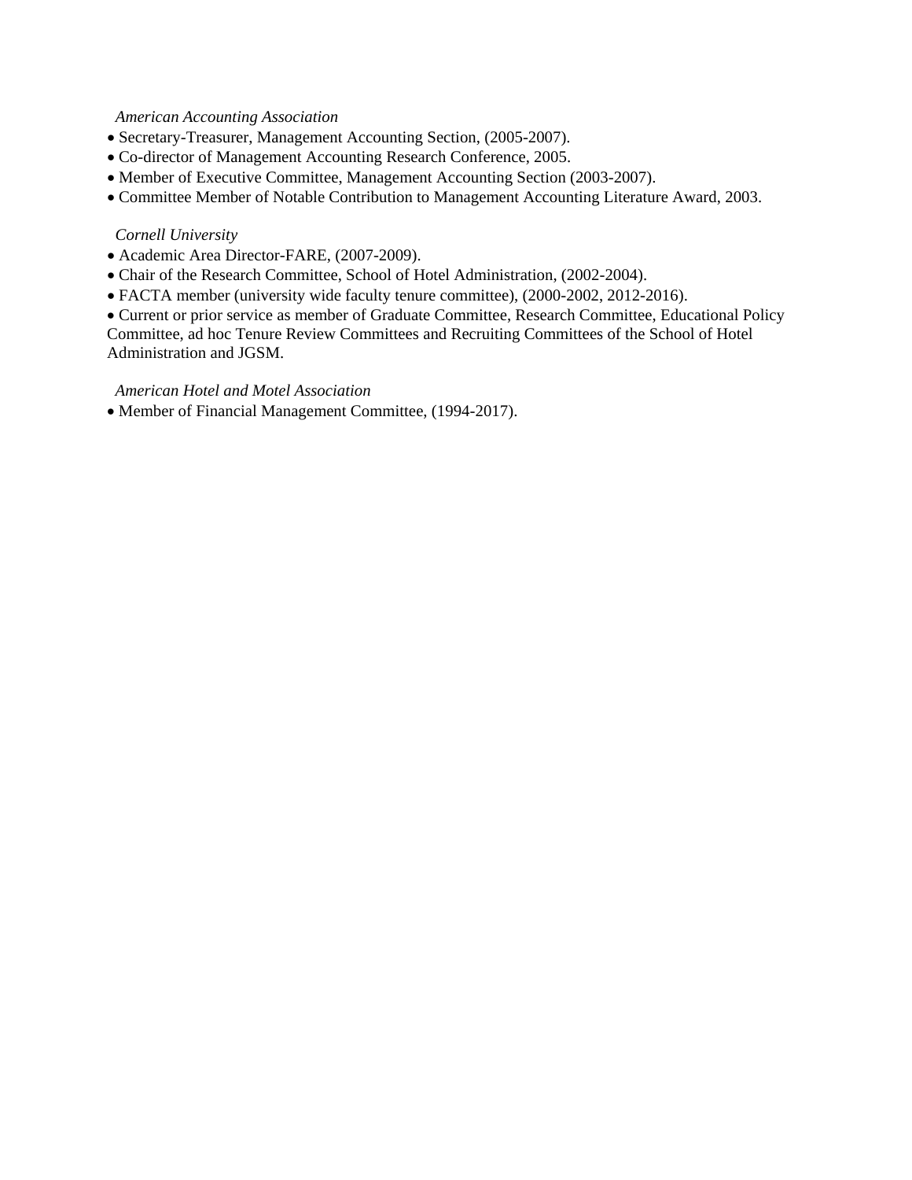*American Accounting Association*

- Secretary-Treasurer, Management Accounting Section, (2005-2007).
- Co-director of Management Accounting Research Conference, 2005.
- Member of Executive Committee, Management Accounting Section (2003-2007).
- Committee Member of Notable Contribution to Management Accounting Literature Award, 2003.

*Cornell University*

- Academic Area Director-FARE, (2007-2009).
- Chair of the Research Committee, School of Hotel Administration, (2002-2004).
- FACTA member (university wide faculty tenure committee), (2000-2002, 2012-2016).
- Current or prior service as member of Graduate Committee, Research Committee, Educational Policy Committee, ad hoc Tenure Review Committees and Recruiting Committees of the School of Hotel Administration and JGSM.

*American Hotel and Motel Association*

- Member of Financial Management Committee, (1994-2017).